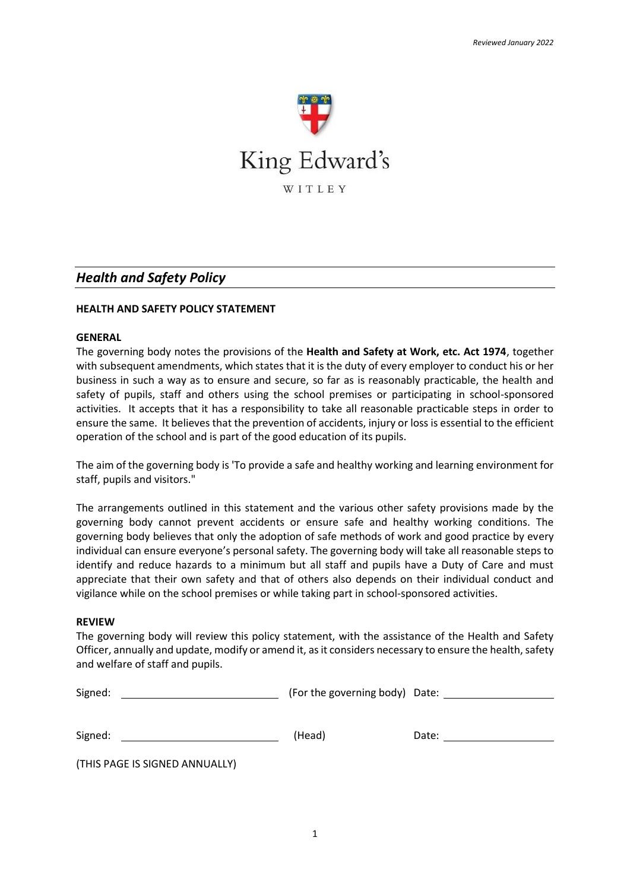*Reviewed January 2022*

King Edward's

WITLEY

# *Health and Safety Policy*

**HEALTH AND SAFETY POLICY STATEMENT**

**GENERAL**

The governing body notes the provisions of the **Health and Safety at Work, etc. Act 1974**, together with subsequent amendments, which states that it is the duty of every employer to conduct his or her business in such a way as to ensure and secure, so far as is reasonably practicable, the health and safety of pupils, staff and others using the school premises or participating in school-sponsored activities. It accepts that it has a responsibility to take all reasonable practicable steps in order to ensure the same. It believes that the prevention of accidents, injury or loss is essential to the efficient operation of the school and is part of the good education of its pupils.

The aim of the governing body is 'To provide a safe and healthy working and learning environment for staff, pupils and visitors."

The arrangements outlined in this statement and the various other safety provisions made by the governing body cannot prevent accidents or ensure safe and healthy working conditions. The governing body believes that only the adoption of safe methods of work and good practice by every individual can ensure everyone's personal safety. The governing body will take all reasonable steps to identify and reduce hazards to a minimum but all staff and pupils have a Duty of Care and must appreciate that their own safety and that of others also depends on their individual conduct and vigilance while on the school premises or while taking part in school-sponsored activities.

**REVIEW**

The governing body will review this policy statement, with the assistance of the Health and Safety Officer, annually and update, modify or amend it, as it considers necessary to ensure the health, safety and welfare of staff and pupils.

Signed: ______________________ (For the governing body) Date: ________________

Signed: ______________________ (Head) Date: ________________

(THIS PAGE IS SIGNED ANNUALLY)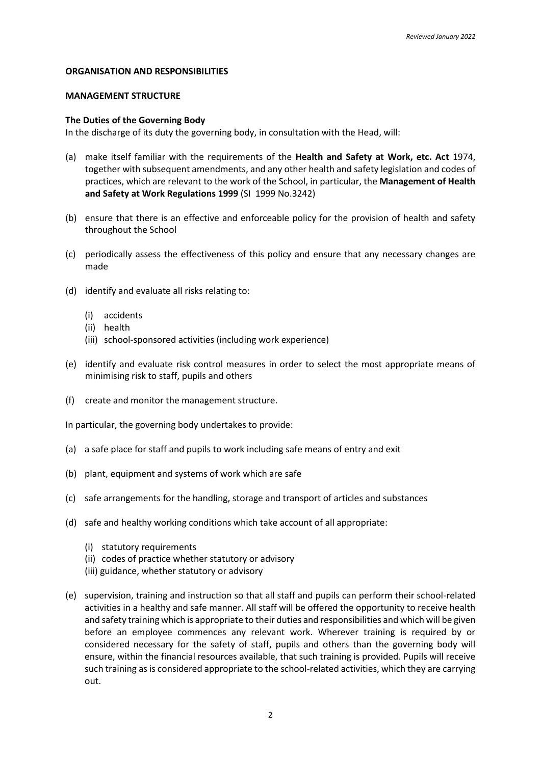**ORGANISATION AND RESPONSIBILITIES**

**MANAGEMENT STRUCTURE**

**The Duties of the Governing Body**

In the discharge of its duty the governing body, in consultation with the Head, will:

(a) make itself familiar with the requirements of the **Health and Safety at Work, etc. Act** 1974, together with subsequent amendments, and any other health and safety legislation and codes of practices, which are relevant to the work of the School, in particular, the **Management of Health and Safety at Work Regulations 1999** (SI 1999 No.3242)

(b) ensure that there is an effective and enforceable policy for the provision of health and safety throughout the School

(c) periodically assess the effectiveness of this policy and ensure that any necessary changes are made

(d) identify and evaluate all risks relating to:

   (i) accidents
   (ii) health
   (iii) school-sponsored activities (including work experience)

(e) identify and evaluate risk control measures in order to select the most appropriate means of minimising risk to staff, pupils and others

(f) create and monitor the management structure.

In particular, the governing body undertakes to provide:

(a) a safe place for staff and pupils to work including safe means of entry and exit

(b) plant, equipment and systems of work which are safe

(c) safe arrangements for the handling, storage and transport of articles and substances

(d) safe and healthy working conditions which take account of all appropriate:

   (i) statutory requirements
   (ii) codes of practice whether statutory or advisory
   (iii) guidance, whether statutory or advisory

(e) supervision, training and instruction so that all staff and pupils can perform their school-related activities in a healthy and safe manner. All staff will be offered the opportunity to receive health and safety training which is appropriate to their duties and responsibilities and which will be given before an employee commences any relevant work. Wherever training is required by or considered necessary for the safety of staff, pupils and others than the governing body will ensure, within the financial resources available, that such training is provided. Pupils will receive such training as is considered appropriate to the school-related activities, which they are carrying out.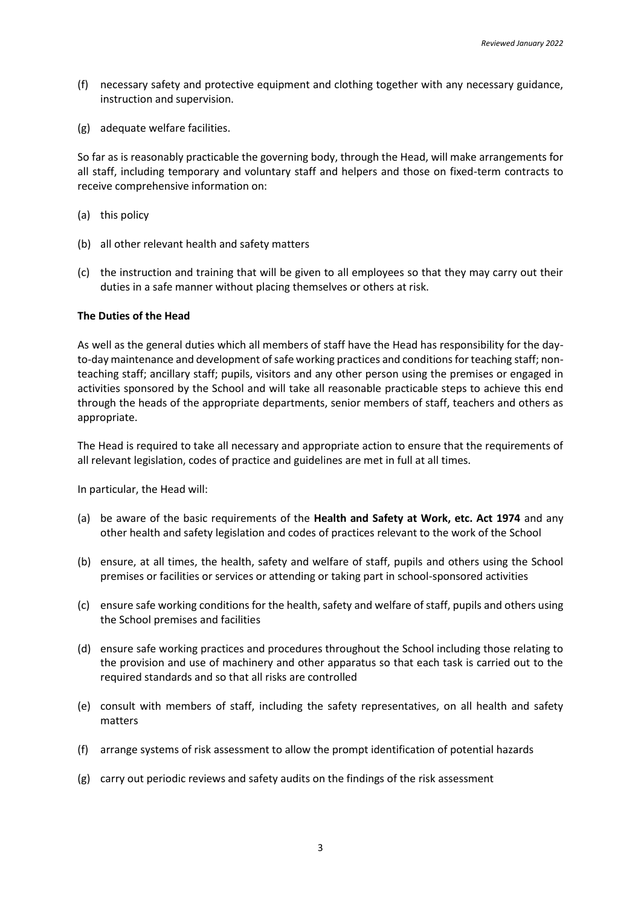(f) necessary safety and protective equipment and clothing together with any necessary guidance, instruction and supervision.

(g) adequate welfare facilities.

So far as is reasonably practicable the governing body, through the Head, will make arrangements for all staff, including temporary and voluntary staff and helpers and those on fixed-term contracts to receive comprehensive information on:

(a) this policy

(b) all other relevant health and safety matters

(c) the instruction and training that will be given to all employees so that they may carry out their duties in a safe manner without placing themselves or others at risk.

**The Duties of the Head**

As well as the general duties which all members of staff have the Head has responsibility for the day-to-day maintenance and development of safe working practices and conditions for teaching staff; non-teaching staff; ancillary staff; pupils, visitors and any other person using the premises or engaged in activities sponsored by the School and will take all reasonable practicable steps to achieve this end through the heads of the appropriate departments, senior members of staff, teachers and others as appropriate.

The Head is required to take all necessary and appropriate action to ensure that the requirements of all relevant legislation, codes of practice and guidelines are met in full at all times.

In particular, the Head will:

(a) be aware of the basic requirements of the **Health and Safety at Work, etc. Act 1974** and any other health and safety legislation and codes of practices relevant to the work of the School

(b) ensure, at all times, the health, safety and welfare of staff, pupils and others using the School premises or facilities or services or attending or taking part in school-sponsored activities

(c) ensure safe working conditions for the health, safety and welfare of staff, pupils and others using the School premises and facilities

(d) ensure safe working practices and procedures throughout the School including those relating to the provision and use of machinery and other apparatus so that each task is carried out to the required standards and so that all risks are controlled

(e) consult with members of staff, including the safety representatives, on all health and safety matters

(f) arrange systems of risk assessment to allow the prompt identification of potential hazards

(g) carry out periodic reviews and safety audits on the findings of the risk assessment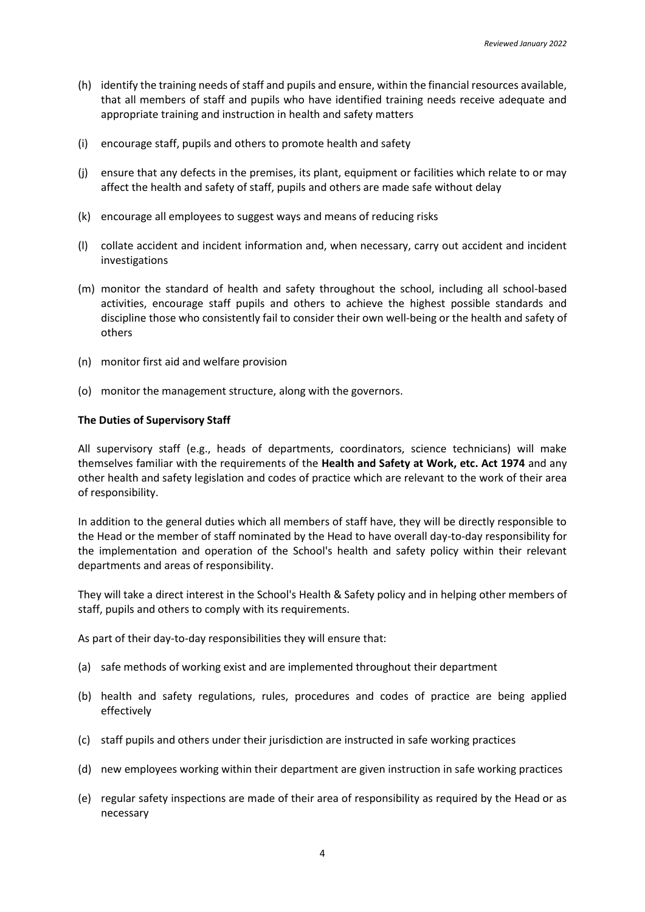(h) identify the training needs of staff and pupils and ensure, within the financial resources available, that all members of staff and pupils who have identified training needs receive adequate and appropriate training and instruction in health and safety matters

(i) encourage staff, pupils and others to promote health and safety

(j) ensure that any defects in the premises, its plant, equipment or facilities which relate to or may affect the health and safety of staff, pupils and others are made safe without delay

(k) encourage all employees to suggest ways and means of reducing risks

(l) collate accident and incident information and, when necessary, carry out accident and incident investigations

(m) monitor the standard of health and safety throughout the school, including all school-based activities, encourage staff pupils and others to achieve the highest possible standards and discipline those who consistently fail to consider their own well-being or the health and safety of others

(n) monitor first aid and welfare provision

(o) monitor the management structure, along with the governors.

**The Duties of Supervisory Staff**

All supervisory staff (e.g., heads of departments, coordinators, science technicians) will make themselves familiar with the requirements of the **Health and Safety at Work, etc. Act 1974** and any other health and safety legislation and codes of practice which are relevant to the work of their area of responsibility.

In addition to the general duties which all members of staff have, they will be directly responsible to the Head or the member of staff nominated by the Head to have overall day-to-day responsibility for the implementation and operation of the School's health and safety policy within their relevant departments and areas of responsibility.

They will take a direct interest in the School's Health & Safety policy and in helping other members of staff, pupils and others to comply with its requirements.

As part of their day-to-day responsibilities they will ensure that:

(a) safe methods of working exist and are implemented throughout their department

(b) health and safety regulations, rules, procedures and codes of practice are being applied effectively

(c) staff pupils and others under their jurisdiction are instructed in safe working practices

(d) new employees working within their department are given instruction in safe working practices

(e) regular safety inspections are made of their area of responsibility as required by the Head or as necessary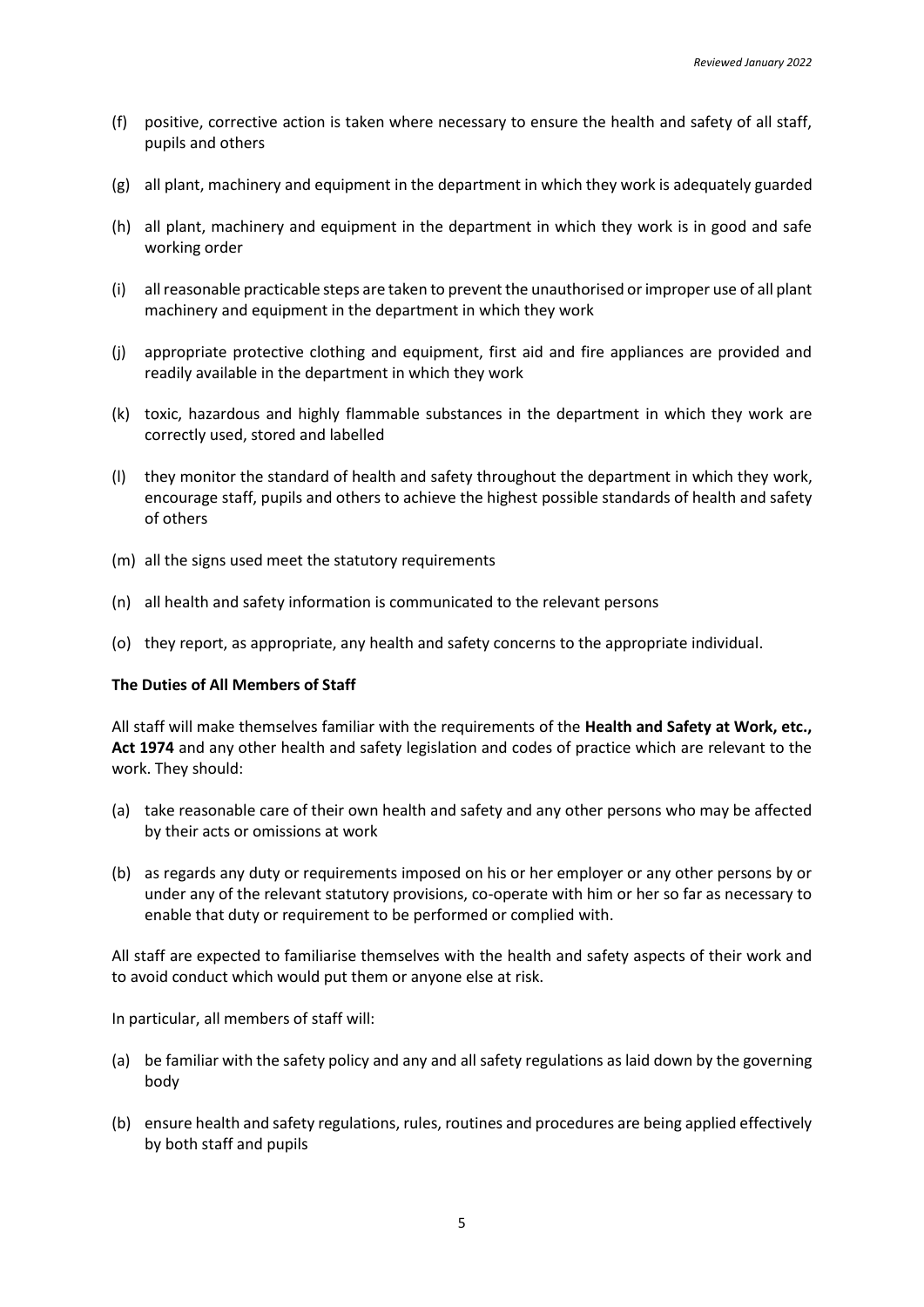(f) positive, corrective action is taken where necessary to ensure the health and safety of all staff, pupils and others

(g) all plant, machinery and equipment in the department in which they work is adequately guarded

(h) all plant, machinery and equipment in the department in which they work is in good and safe working order

(i) all reasonable practicable steps are taken to prevent the unauthorised or improper use of all plant machinery and equipment in the department in which they work

(j) appropriate protective clothing and equipment, first aid and fire appliances are provided and readily available in the department in which they work

(k) toxic, hazardous and highly flammable substances in the department in which they work are correctly used, stored and labelled

(l) they monitor the standard of health and safety throughout the department in which they work, encourage staff, pupils and others to achieve the highest possible standards of health and safety of others

(m) all the signs used meet the statutory requirements

(n) all health and safety information is communicated to the relevant persons

(o) they report, as appropriate, any health and safety concerns to the appropriate individual.

**The Duties of All Members of Staff**

All staff will make themselves familiar with the requirements of the **Health and Safety at Work, etc., Act 1974** and any other health and safety legislation and codes of practice which are relevant to the work. They should:

(a) take reasonable care of their own health and safety and any other persons who may be affected by their acts or omissions at work

(b) as regards any duty or requirements imposed on his or her employer or any other persons by or under any of the relevant statutory provisions, co-operate with him or her so far as necessary to enable that duty or requirement to be performed or complied with.

All staff are expected to familiarise themselves with the health and safety aspects of their work and to avoid conduct which would put them or anyone else at risk.

In particular, all members of staff will:

(a) be familiar with the safety policy and any and all safety regulations as laid down by the governing body

(b) ensure health and safety regulations, rules, routines and procedures are being applied effectively by both staff and pupils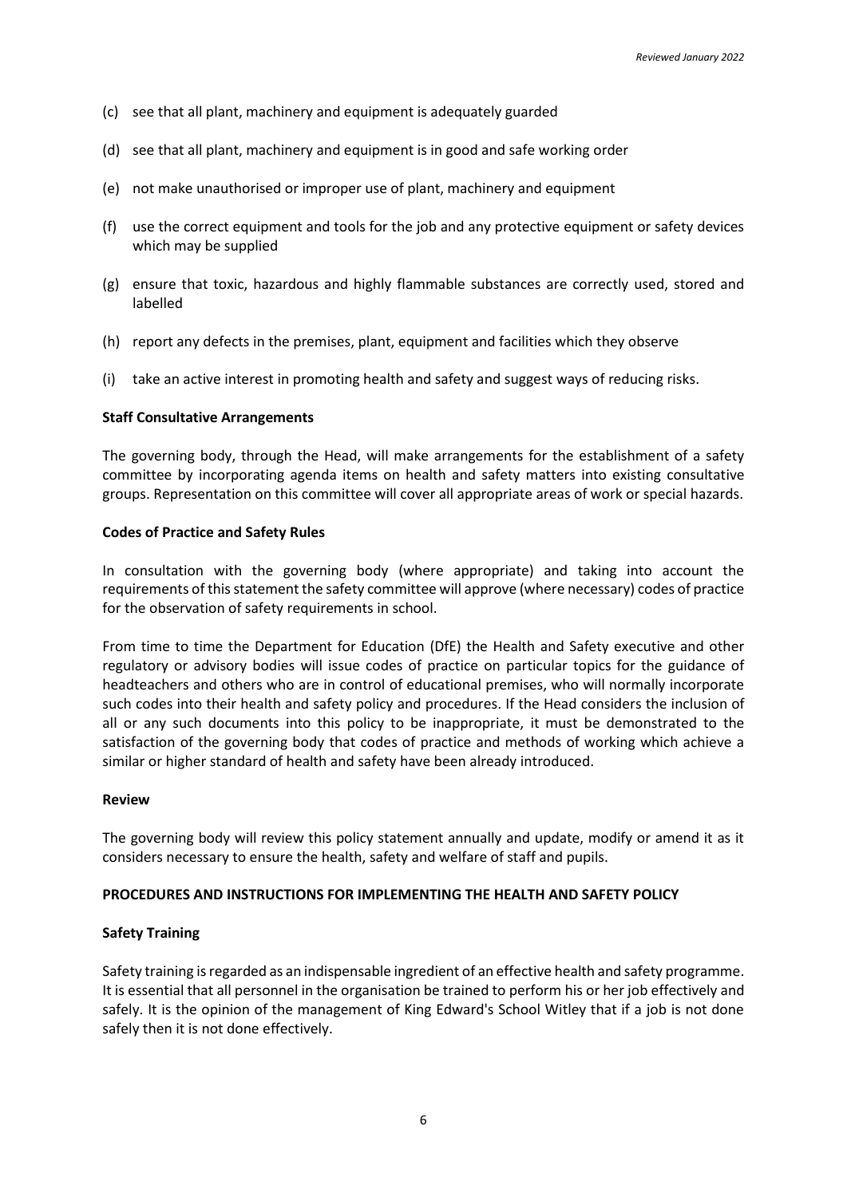(c) see that all plant, machinery and equipment is adequately guarded

(d) see that all plant, machinery and equipment is in good and safe working order

(e) not make unauthorised or improper use of plant, machinery and equipment

(f) use the correct equipment and tools for the job and any protective equipment or safety devices which may be supplied

(g) ensure that toxic, hazardous and highly flammable substances are correctly used, stored and labelled

(h) report any defects in the premises, plant, equipment and facilities which they observe

(i) take an active interest in promoting health and safety and suggest ways of reducing risks.

**Staff Consultative Arrangements**

The governing body, through the Head, will make arrangements for the establishment of a safety committee by incorporating agenda items on health and safety matters into existing consultative groups. Representation on this committee will cover all appropriate areas of work or special hazards.

**Codes of Practice and Safety Rules**

In consultation with the governing body (where appropriate) and taking into account the requirements of this statement the safety committee will approve (where necessary) codes of practice for the observation of safety requirements in school.

From time to time the Department for Education (DfE) the Health and Safety executive and other regulatory or advisory bodies will issue codes of practice on particular topics for the guidance of headteachers and others who are in control of educational premises, who will normally incorporate such codes into their health and safety policy and procedures. If the Head considers the inclusion of all or any such documents into this policy to be inappropriate, it must be demonstrated to the satisfaction of the governing body that codes of practice and methods of working which achieve a similar or higher standard of health and safety have been already introduced.

**Review**

The governing body will review this policy statement annually and update, modify or amend it as it considers necessary to ensure the health, safety and welfare of staff and pupils.

**PROCEDURES AND INSTRUCTIONS FOR IMPLEMENTING THE HEALTH AND SAFETY POLICY**

**Safety Training**

Safety training is regarded as an indispensable ingredient of an effective health and safety programme. It is essential that all personnel in the organisation be trained to perform his or her job effectively and safely. It is the opinion of the management of King Edward's School Witley that if a job is not done safely then it is not done effectively.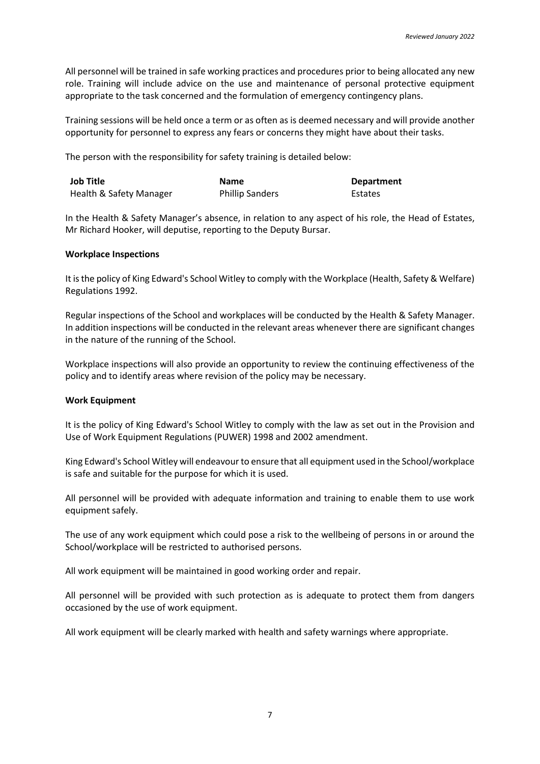All personnel will be trained in safe working practices and procedures prior to being allocated any new role. Training will include advice on the use and maintenance of personal protective equipment appropriate to the task concerned and the formulation of emergency contingency plans.

Training sessions will be held once a term or as often as is deemed necessary and will provide another opportunity for personnel to express any fears or concerns they might have about their tasks.

The person with the responsibility for safety training is detailed below:

| Job Title | Name | Department |
|---|---|---|
| Health & Safety Manager | Phillip Sanders | Estates |

In the Health & Safety Manager's absence, in relation to any aspect of his role, the Head of Estates, Mr Richard Hooker, will deputise, reporting to the Deputy Bursar.

**Workplace Inspections**

It is the policy of King Edward's School Witley to comply with the Workplace (Health, Safety & Welfare) Regulations 1992.

Regular inspections of the School and workplaces will be conducted by the Health & Safety Manager. In addition inspections will be conducted in the relevant areas whenever there are significant changes in the nature of the running of the School.

Workplace inspections will also provide an opportunity to review the continuing effectiveness of the policy and to identify areas where revision of the policy may be necessary.

**Work Equipment**

It is the policy of King Edward's School Witley to comply with the law as set out in the Provision and Use of Work Equipment Regulations (PUWER) 1998 and 2002 amendment.

King Edward's School Witley will endeavour to ensure that all equipment used in the School/workplace is safe and suitable for the purpose for which it is used.

All personnel will be provided with adequate information and training to enable them to use work equipment safely.

The use of any work equipment which could pose a risk to the wellbeing of persons in or around the School/workplace will be restricted to authorised persons.

All work equipment will be maintained in good working order and repair.

All personnel will be provided with such protection as is adequate to protect them from dangers occasioned by the use of work equipment.

All work equipment will be clearly marked with health and safety warnings where appropriate.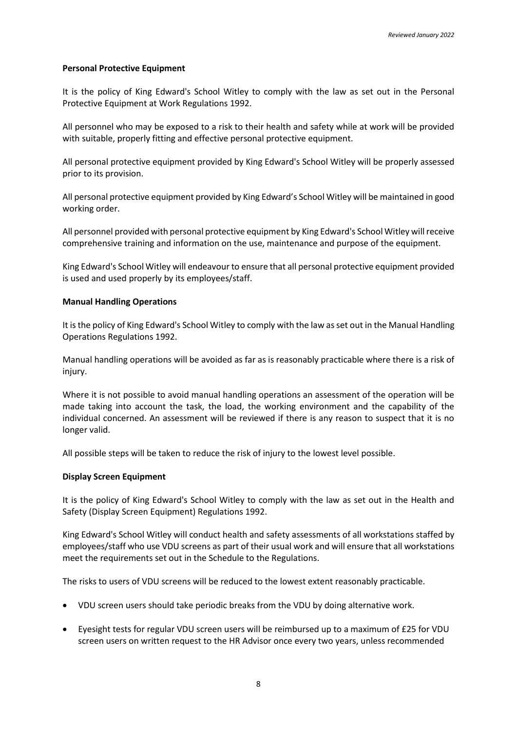**Personal Protective Equipment**

It is the policy of King Edward's School Witley to comply with the law as set out in the Personal Protective Equipment at Work Regulations 1992.

All personnel who may be exposed to a risk to their health and safety while at work will be provided with suitable, properly fitting and effective personal protective equipment.

All personal protective equipment provided by King Edward's School Witley will be properly assessed prior to its provision.

All personal protective equipment provided by King Edward's School Witley will be maintained in good working order.

All personnel provided with personal protective equipment by King Edward's School Witley will receive comprehensive training and information on the use, maintenance and purpose of the equipment.

King Edward's School Witley will endeavour to ensure that all personal protective equipment provided is used and used properly by its employees/staff.

**Manual Handling Operations**

It is the policy of King Edward's School Witley to comply with the law as set out in the Manual Handling Operations Regulations 1992.

Manual handling operations will be avoided as far as is reasonably practicable where there is a risk of injury.

Where it is not possible to avoid manual handling operations an assessment of the operation will be made taking into account the task, the load, the working environment and the capability of the individual concerned. An assessment will be reviewed if there is any reason to suspect that it is no longer valid.

All possible steps will be taken to reduce the risk of injury to the lowest level possible.

**Display Screen Equipment**

It is the policy of King Edward's School Witley to comply with the law as set out in the Health and Safety (Display Screen Equipment) Regulations 1992.

King Edward's School Witley will conduct health and safety assessments of all workstations staffed by employees/staff who use VDU screens as part of their usual work and will ensure that all workstations meet the requirements set out in the Schedule to the Regulations.

The risks to users of VDU screens will be reduced to the lowest extent reasonably practicable.

- VDU screen users should take periodic breaks from the VDU by doing alternative work.
- Eyesight tests for regular VDU screen users will be reimbursed up to a maximum of £25 for VDU screen users on written request to the HR Advisor once every two years, unless recommended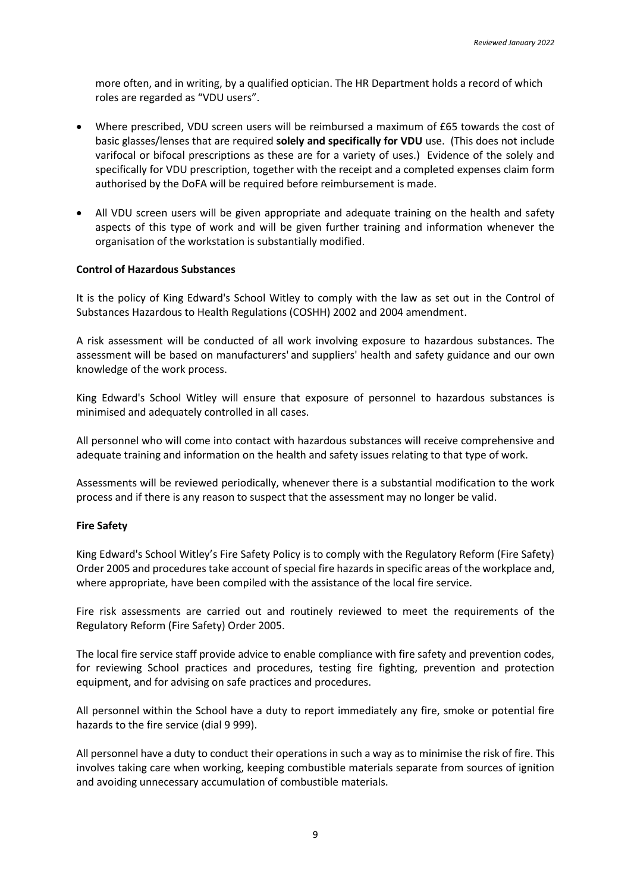more often, and in writing, by a qualified optician. The HR Department holds a record of which roles are regarded as "VDU users".

- Where prescribed, VDU screen users will be reimbursed a maximum of £65 towards the cost of basic glasses/lenses that are required **solely and specifically for VDU** use. (This does not include varifocal or bifocal prescriptions as these are for a variety of uses.) Evidence of the solely and specifically for VDU prescription, together with the receipt and a completed expenses claim form authorised by the DoFA will be required before reimbursement is made.
- All VDU screen users will be given appropriate and adequate training on the health and safety aspects of this type of work and will be given further training and information whenever the organisation of the workstation is substantially modified.

**Control of Hazardous Substances**

It is the policy of King Edward's School Witley to comply with the law as set out in the Control of Substances Hazardous to Health Regulations (COSHH) 2002 and 2004 amendment.

A risk assessment will be conducted of all work involving exposure to hazardous substances. The assessment will be based on manufacturers' and suppliers' health and safety guidance and our own knowledge of the work process.

King Edward's School Witley will ensure that exposure of personnel to hazardous substances is minimised and adequately controlled in all cases.

All personnel who will come into contact with hazardous substances will receive comprehensive and adequate training and information on the health and safety issues relating to that type of work.

Assessments will be reviewed periodically, whenever there is a substantial modification to the work process and if there is any reason to suspect that the assessment may no longer be valid.

**Fire Safety**

King Edward's School Witley's Fire Safety Policy is to comply with the Regulatory Reform (Fire Safety) Order 2005 and procedures take account of special fire hazards in specific areas of the workplace and, where appropriate, have been compiled with the assistance of the local fire service.

Fire risk assessments are carried out and routinely reviewed to meet the requirements of the Regulatory Reform (Fire Safety) Order 2005.

The local fire service staff provide advice to enable compliance with fire safety and prevention codes, for reviewing School practices and procedures, testing fire fighting, prevention and protection equipment, and for advising on safe practices and procedures.

All personnel within the School have a duty to report immediately any fire, smoke or potential fire hazards to the fire service (dial 9 999).

All personnel have a duty to conduct their operations in such a way as to minimise the risk of fire. This involves taking care when working, keeping combustible materials separate from sources of ignition and avoiding unnecessary accumulation of combustible materials.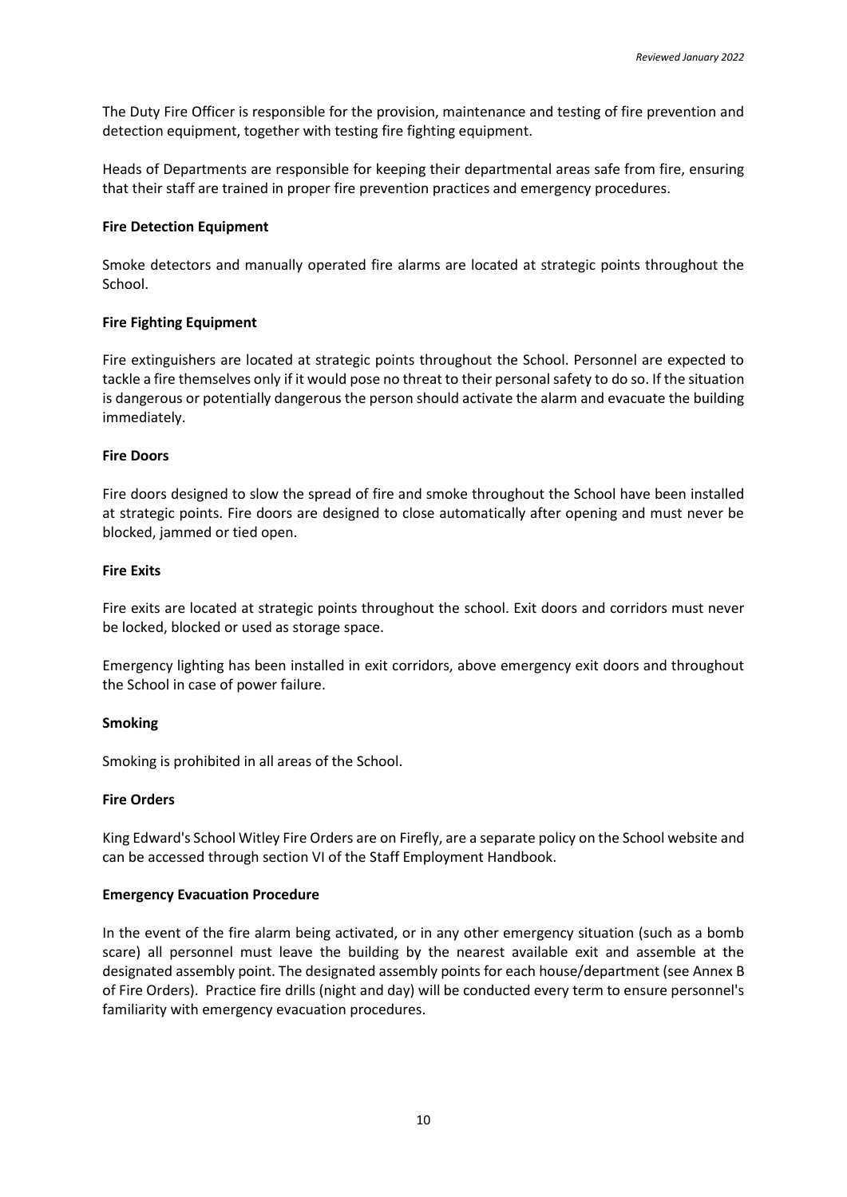The Duty Fire Officer is responsible for the provision, maintenance and testing of fire prevention and detection equipment, together with testing fire fighting equipment.

Heads of Departments are responsible for keeping their departmental areas safe from fire, ensuring that their staff are trained in proper fire prevention practices and emergency procedures.

**Fire Detection Equipment**

Smoke detectors and manually operated fire alarms are located at strategic points throughout the School.

**Fire Fighting Equipment**

Fire extinguishers are located at strategic points throughout the School. Personnel are expected to tackle a fire themselves only if it would pose no threat to their personal safety to do so. If the situation is dangerous or potentially dangerous the person should activate the alarm and evacuate the building immediately.

**Fire Doors**

Fire doors designed to slow the spread of fire and smoke throughout the School have been installed at strategic points. Fire doors are designed to close automatically after opening and must never be blocked, jammed or tied open.

**Fire Exits**

Fire exits are located at strategic points throughout the school. Exit doors and corridors must never be locked, blocked or used as storage space.

Emergency lighting has been installed in exit corridors, above emergency exit doors and throughout the School in case of power failure.

**Smoking**

Smoking is prohibited in all areas of the School.

**Fire Orders**

King Edward's School Witley Fire Orders are on Firefly, are a separate policy on the School website and can be accessed through section VI of the Staff Employment Handbook.

**Emergency Evacuation Procedure**

In the event of the fire alarm being activated, or in any other emergency situation (such as a bomb scare) all personnel must leave the building by the nearest available exit and assemble at the designated assembly point. The designated assembly points for each house/department (see Annex B of Fire Orders). Practice fire drills (night and day) will be conducted every term to ensure personnel's familiarity with emergency evacuation procedures.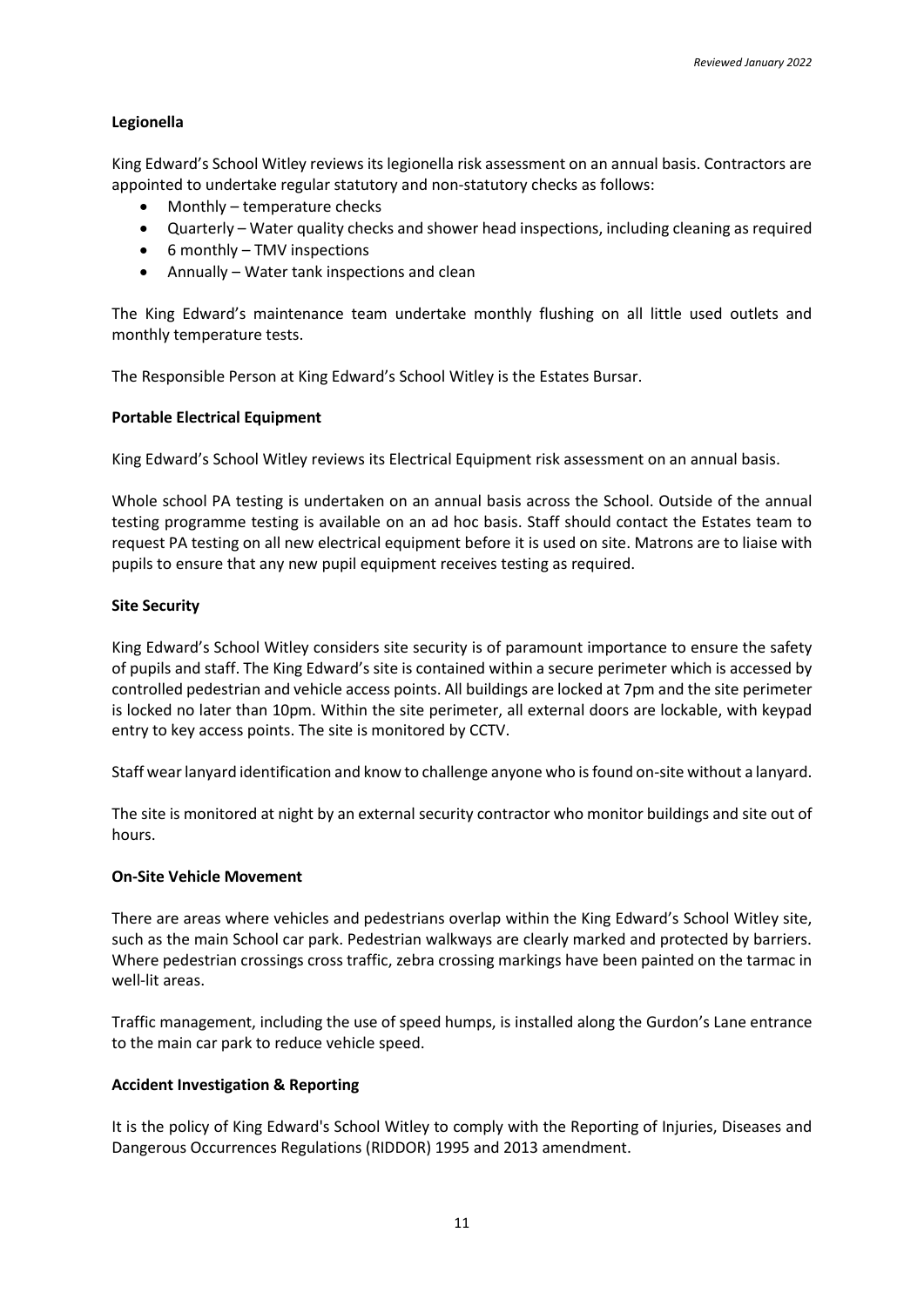**Legionella**

King Edward's School Witley reviews its legionella risk assessment on an annual basis. Contractors are appointed to undertake regular statutory and non-statutory checks as follows:

- Monthly – temperature checks
- Quarterly – Water quality checks and shower head inspections, including cleaning as required
- 6 monthly – TMV inspections
- Annually – Water tank inspections and clean

The King Edward's maintenance team undertake monthly flushing on all little used outlets and monthly temperature tests.

The Responsible Person at King Edward's School Witley is the Estates Bursar.

**Portable Electrical Equipment**

King Edward's School Witley reviews its Electrical Equipment risk assessment on an annual basis.

Whole school PA testing is undertaken on an annual basis across the School. Outside of the annual testing programme testing is available on an ad hoc basis. Staff should contact the Estates team to request PA testing on all new electrical equipment before it is used on site. Matrons are to liaise with pupils to ensure that any new pupil equipment receives testing as required.

**Site Security**

King Edward's School Witley considers site security is of paramount importance to ensure the safety of pupils and staff. The King Edward's site is contained within a secure perimeter which is accessed by controlled pedestrian and vehicle access points. All buildings are locked at 7pm and the site perimeter is locked no later than 10pm. Within the site perimeter, all external doors are lockable, with keypad entry to key access points. The site is monitored by CCTV.

Staff wear lanyard identification and know to challenge anyone who is found on-site without a lanyard.

The site is monitored at night by an external security contractor who monitor buildings and site out of hours.

**On-Site Vehicle Movement**

There are areas where vehicles and pedestrians overlap within the King Edward's School Witley site, such as the main School car park. Pedestrian walkways are clearly marked and protected by barriers. Where pedestrian crossings cross traffic, zebra crossing markings have been painted on the tarmac in well-lit areas.

Traffic management, including the use of speed humps, is installed along the Gurdon's Lane entrance to the main car park to reduce vehicle speed.

**Accident Investigation & Reporting**

It is the policy of King Edward's School Witley to comply with the Reporting of Injuries, Diseases and Dangerous Occurrences Regulations (RIDDOR) 1995 and 2013 amendment.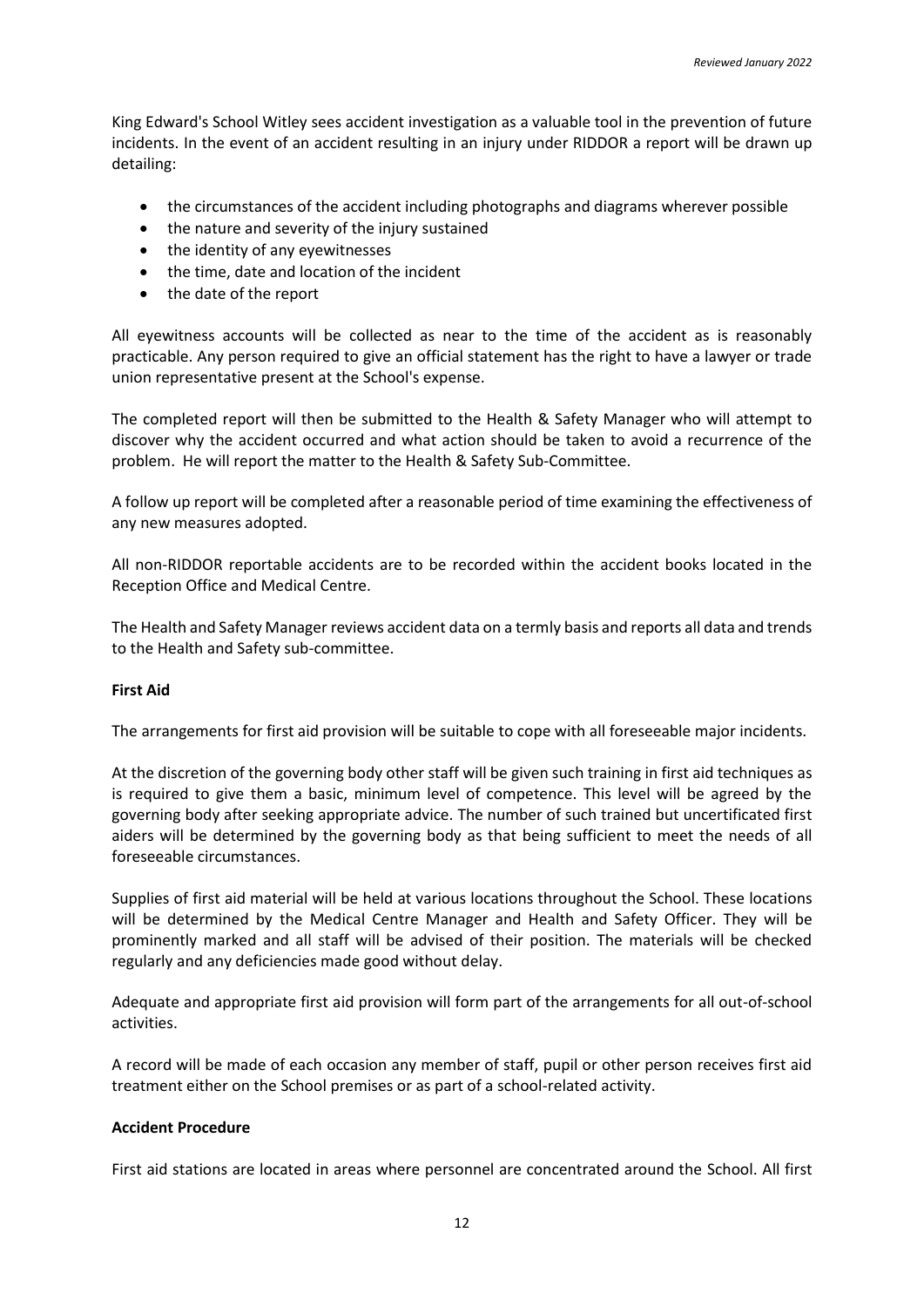King Edward's School Witley sees accident investigation as a valuable tool in the prevention of future incidents. In the event of an accident resulting in an injury under RIDDOR a report will be drawn up detailing:

- the circumstances of the accident including photographs and diagrams wherever possible
- the nature and severity of the injury sustained
- the identity of any eyewitnesses
- the time, date and location of the incident
- the date of the report

All eyewitness accounts will be collected as near to the time of the accident as is reasonably practicable. Any person required to give an official statement has the right to have a lawyer or trade union representative present at the School's expense.

The completed report will then be submitted to the Health & Safety Manager who will attempt to discover why the accident occurred and what action should be taken to avoid a recurrence of the problem. He will report the matter to the Health & Safety Sub-Committee.

A follow up report will be completed after a reasonable period of time examining the effectiveness of any new measures adopted.

All non-RIDDOR reportable accidents are to be recorded within the accident books located in the Reception Office and Medical Centre.

The Health and Safety Manager reviews accident data on a termly basis and reports all data and trends to the Health and Safety sub-committee.

**First Aid**

The arrangements for first aid provision will be suitable to cope with all foreseeable major incidents.

At the discretion of the governing body other staff will be given such training in first aid techniques as is required to give them a basic, minimum level of competence. This level will be agreed by the governing body after seeking appropriate advice. The number of such trained but uncertificated first aiders will be determined by the governing body as that being sufficient to meet the needs of all foreseeable circumstances.

Supplies of first aid material will be held at various locations throughout the School. These locations will be determined by the Medical Centre Manager and Health and Safety Officer. They will be prominently marked and all staff will be advised of their position. The materials will be checked regularly and any deficiencies made good without delay.

Adequate and appropriate first aid provision will form part of the arrangements for all out-of-school activities.

A record will be made of each occasion any member of staff, pupil or other person receives first aid treatment either on the School premises or as part of a school-related activity.

**Accident Procedure**

First aid stations are located in areas where personnel are concentrated around the School. All first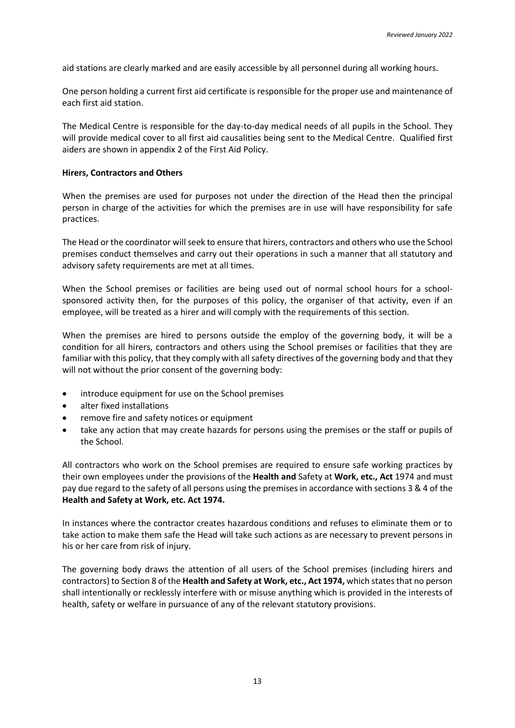aid stations are clearly marked and are easily accessible by all personnel during all working hours.

One person holding a current first aid certificate is responsible for the proper use and maintenance of each first aid station.

The Medical Centre is responsible for the day-to-day medical needs of all pupils in the School. They will provide medical cover to all first aid causalities being sent to the Medical Centre. Qualified first aiders are shown in appendix 2 of the First Aid Policy.

**Hirers, Contractors and Others**

When the premises are used for purposes not under the direction of the Head then the principal person in charge of the activities for which the premises are in use will have responsibility for safe practices.

The Head or the coordinator will seek to ensure that hirers, contractors and others who use the School premises conduct themselves and carry out their operations in such a manner that all statutory and advisory safety requirements are met at all times.

When the School premises or facilities are being used out of normal school hours for a school-sponsored activity then, for the purposes of this policy, the organiser of that activity, even if an employee, will be treated as a hirer and will comply with the requirements of this section.

When the premises are hired to persons outside the employ of the governing body, it will be a condition for all hirers, contractors and others using the School premises or facilities that they are familiar with this policy, that they comply with all safety directives of the governing body and that they will not without the prior consent of the governing body:

- introduce equipment for use on the School premises
- alter fixed installations
- remove fire and safety notices or equipment
- take any action that may create hazards for persons using the premises or the staff or pupils of the School.

All contractors who work on the School premises are required to ensure safe working practices by their own employees under the provisions of the **Health and** Safety at **Work, etc., Act** 1974 and must pay due regard to the safety of all persons using the premises in accordance with sections 3 & 4 of the **Health and Safety at Work, etc. Act 1974.**

In instances where the contractor creates hazardous conditions and refuses to eliminate them or to take action to make them safe the Head will take such actions as are necessary to prevent persons in his or her care from risk of injury.

The governing body draws the attention of all users of the School premises (including hirers and contractors) to Section 8 of the **Health and Safety at Work, etc., Act 1974,** which states that no person shall intentionally or recklessly interfere with or misuse anything which is provided in the interests of health, safety or welfare in pursuance of any of the relevant statutory provisions.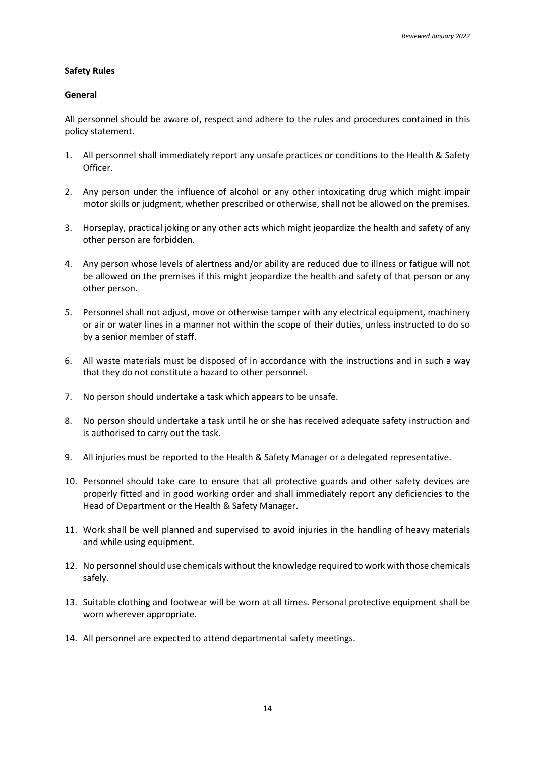## Safety Rules

### General

All personnel should be aware of, respect and adhere to the rules and procedures contained in this policy statement.

1. All personnel shall immediately report any unsafe practices or conditions to the Health & Safety Officer.
2. Any person under the influence of alcohol or any other intoxicating drug which might impair motor skills or judgment, whether prescribed or otherwise, shall not be allowed on the premises.
3. Horseplay, practical joking or any other acts which might jeopardize the health and safety of any other person are forbidden.
4. Any person whose levels of alertness and/or ability are reduced due to illness or fatigue will not be allowed on the premises if this might jeopardize the health and safety of that person or any other person.
5. Personnel shall not adjust, move or otherwise tamper with any electrical equipment, machinery or air or water lines in a manner not within the scope of their duties, unless instructed to do so by a senior member of staff.
6. All waste materials must be disposed of in accordance with the instructions and in such a way that they do not constitute a hazard to other personnel.
7. No person should undertake a task which appears to be unsafe.
8. No person should undertake a task until he or she has received adequate safety instruction and is authorised to carry out the task.
9. All injuries must be reported to the Health & Safety Manager or a delegated representative.
10. Personnel should take care to ensure that all protective guards and other safety devices are properly fitted and in good working order and shall immediately report any deficiencies to the Head of Department or the Health & Safety Manager.
11. Work shall be well planned and supervised to avoid injuries in the handling of heavy materials and while using equipment.
12. No personnel should use chemicals without the knowledge required to work with those chemicals safely.
13. Suitable clothing and footwear will be worn at all times. Personal protective equipment shall be worn wherever appropriate.
14. All personnel are expected to attend departmental safety meetings.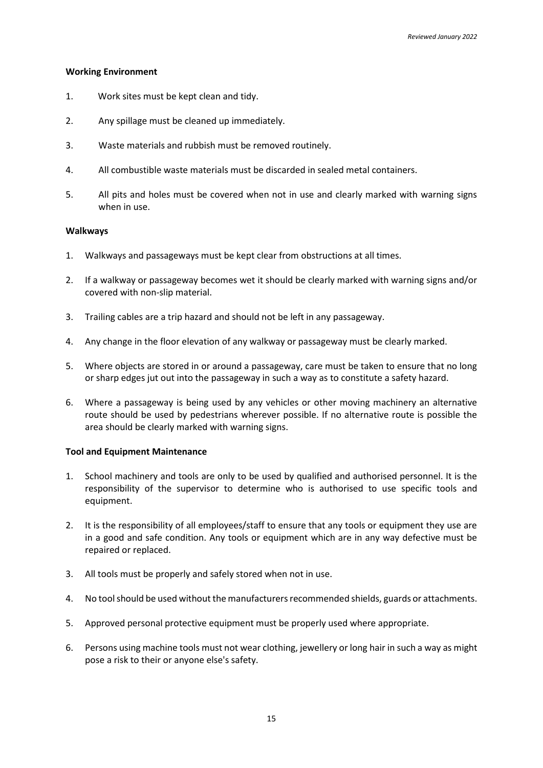**Working Environment**

1. Work sites must be kept clean and tidy.
2. Any spillage must be cleaned up immediately.
3. Waste materials and rubbish must be removed routinely.
4. All combustible waste materials must be discarded in sealed metal containers.
5. All pits and holes must be covered when not in use and clearly marked with warning signs when in use.

**Walkways**

1. Walkways and passageways must be kept clear from obstructions at all times.
2. If a walkway or passageway becomes wet it should be clearly marked with warning signs and/or covered with non-slip material.
3. Trailing cables are a trip hazard and should not be left in any passageway.
4. Any change in the floor elevation of any walkway or passageway must be clearly marked.
5. Where objects are stored in or around a passageway, care must be taken to ensure that no long or sharp edges jut out into the passageway in such a way as to constitute a safety hazard.
6. Where a passageway is being used by any vehicles or other moving machinery an alternative route should be used by pedestrians wherever possible. If no alternative route is possible the area should be clearly marked with warning signs.

**Tool and Equipment Maintenance**

1. School machinery and tools are only to be used by qualified and authorised personnel. It is the responsibility of the supervisor to determine who is authorised to use specific tools and equipment.
2. It is the responsibility of all employees/staff to ensure that any tools or equipment they use are in a good and safe condition. Any tools or equipment which are in any way defective must be repaired or replaced.
3. All tools must be properly and safely stored when not in use.
4. No tool should be used without the manufacturers recommended shields, guards or attachments.
5. Approved personal protective equipment must be properly used where appropriate.
6. Persons using machine tools must not wear clothing, jewellery or long hair in such a way as might pose a risk to their or anyone else's safety.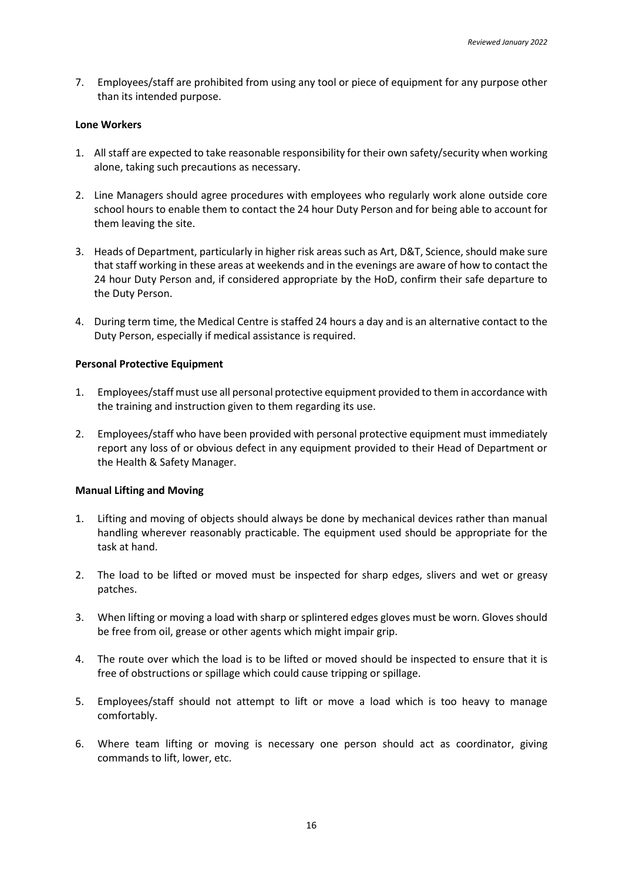7. Employees/staff are prohibited from using any tool or piece of equipment for any purpose other than its intended purpose.

**Lone Workers**

1. All staff are expected to take reasonable responsibility for their own safety/security when working alone, taking such precautions as necessary.

2. Line Managers should agree procedures with employees who regularly work alone outside core school hours to enable them to contact the 24 hour Duty Person and for being able to account for them leaving the site.

3. Heads of Department, particularly in higher risk areas such as Art, D&T, Science, should make sure that staff working in these areas at weekends and in the evenings are aware of how to contact the 24 hour Duty Person and, if considered appropriate by the HoD, confirm their safe departure to the Duty Person.

4. During term time, the Medical Centre is staffed 24 hours a day and is an alternative contact to the Duty Person, especially if medical assistance is required.

**Personal Protective Equipment**

1. Employees/staff must use all personal protective equipment provided to them in accordance with the training and instruction given to them regarding its use.

2. Employees/staff who have been provided with personal protective equipment must immediately report any loss of or obvious defect in any equipment provided to their Head of Department or the Health & Safety Manager.

**Manual Lifting and Moving**

1. Lifting and moving of objects should always be done by mechanical devices rather than manual handling wherever reasonably practicable. The equipment used should be appropriate for the task at hand.

2. The load to be lifted or moved must be inspected for sharp edges, slivers and wet or greasy patches.

3. When lifting or moving a load with sharp or splintered edges gloves must be worn. Gloves should be free from oil, grease or other agents which might impair grip.

4. The route over which the load is to be lifted or moved should be inspected to ensure that it is free of obstructions or spillage which could cause tripping or spillage.

5. Employees/staff should not attempt to lift or move a load which is too heavy to manage comfortably.

6. Where team lifting or moving is necessary one person should act as coordinator, giving commands to lift, lower, etc.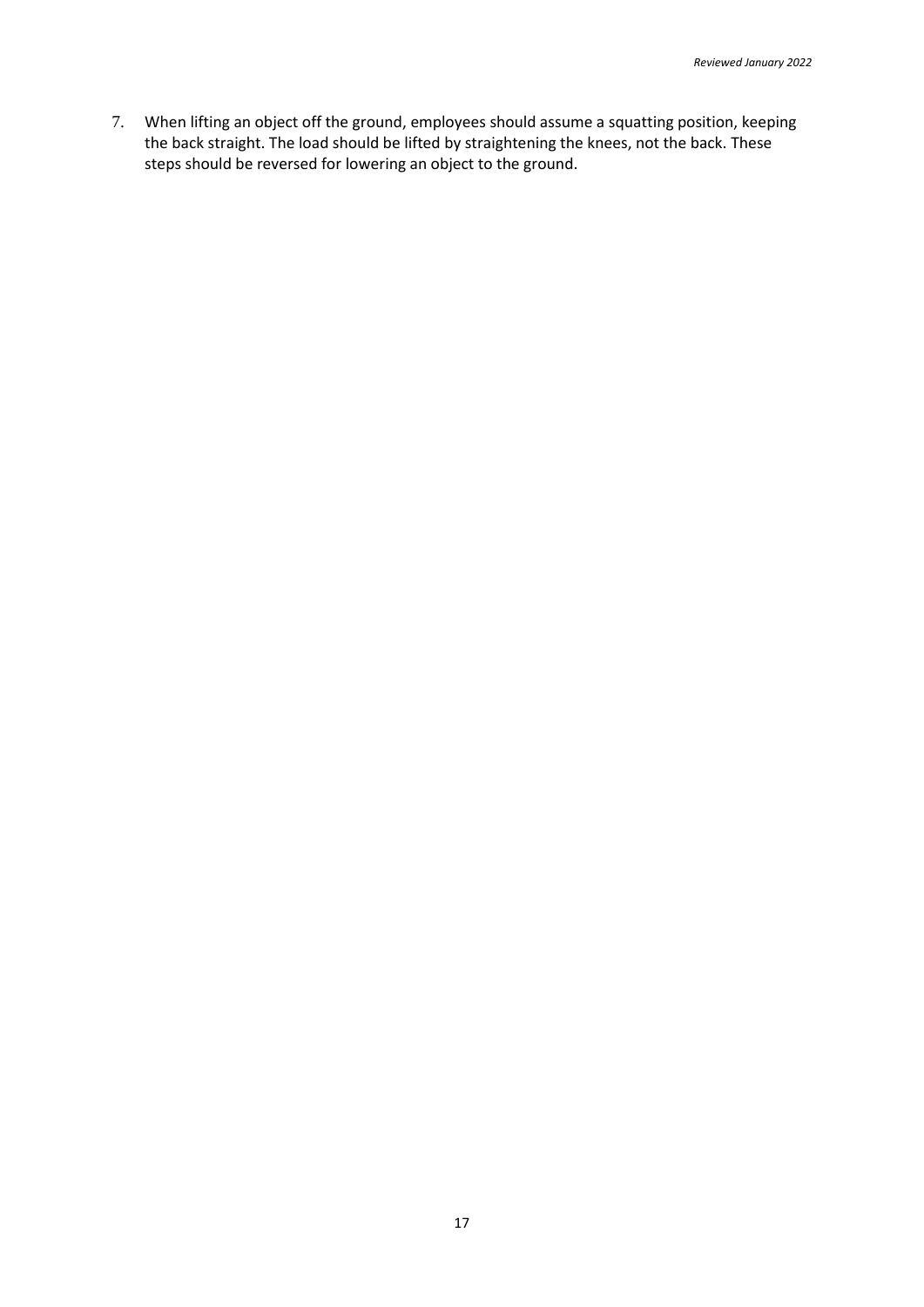7. When lifting an object off the ground, employees should assume a squatting position, keeping the back straight. The load should be lifted by straightening the knees, not the back. These steps should be reversed for lowering an object to the ground.